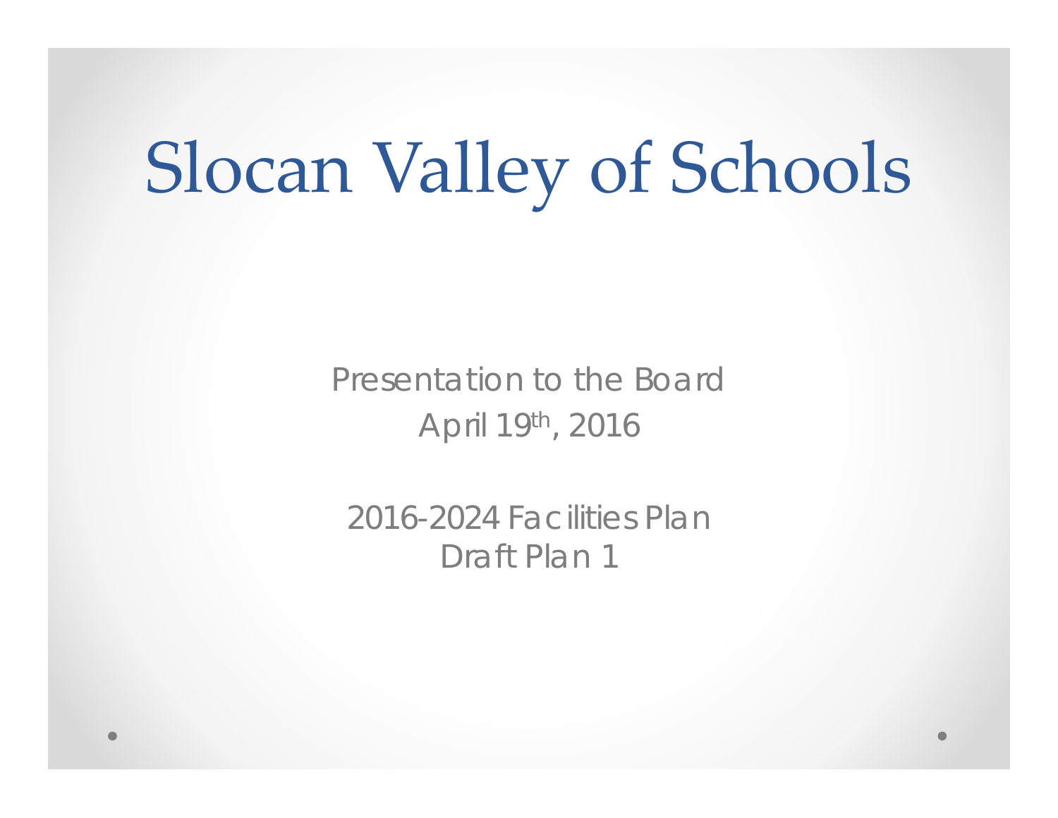# Slocan Valley of Schools

Presentation to the Board

April 19th, 2016

2016-2024 Facilities Plan

Draft Plan 1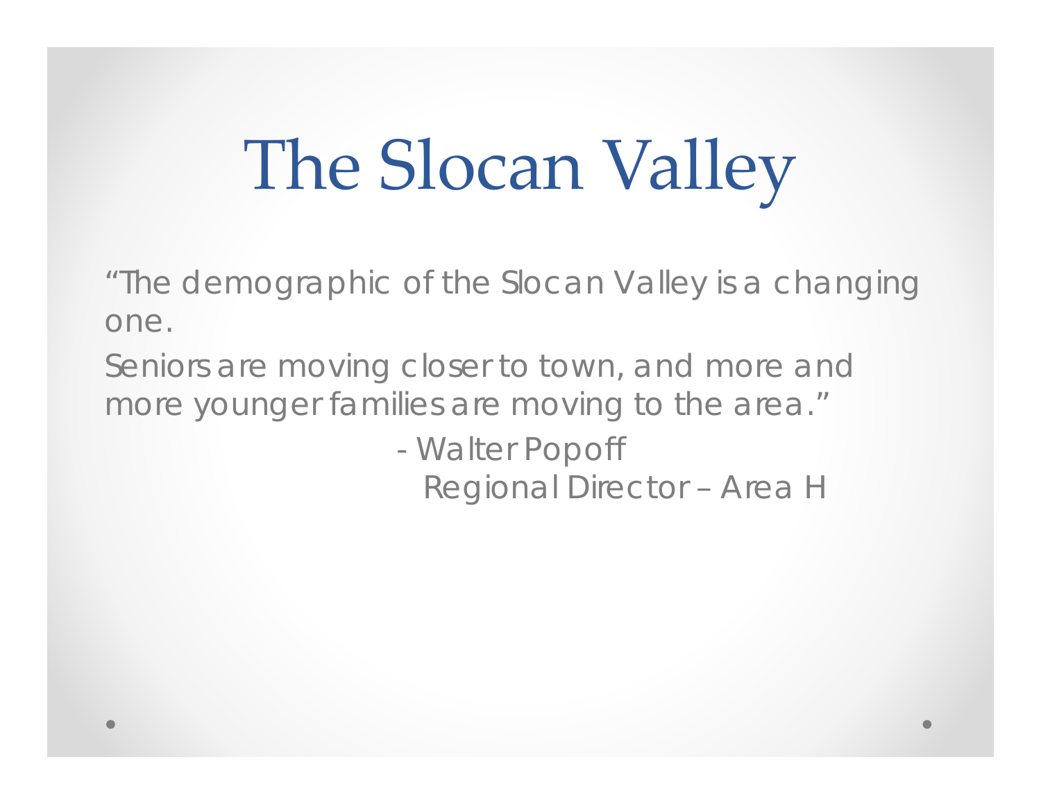# The Slocan Valley

"The demographic of the Slocan Valley is a changing one.

Seniors are moving closer to town, and more and more younger families are moving to the area."

- Walter Popoff
  Regional Director – Area H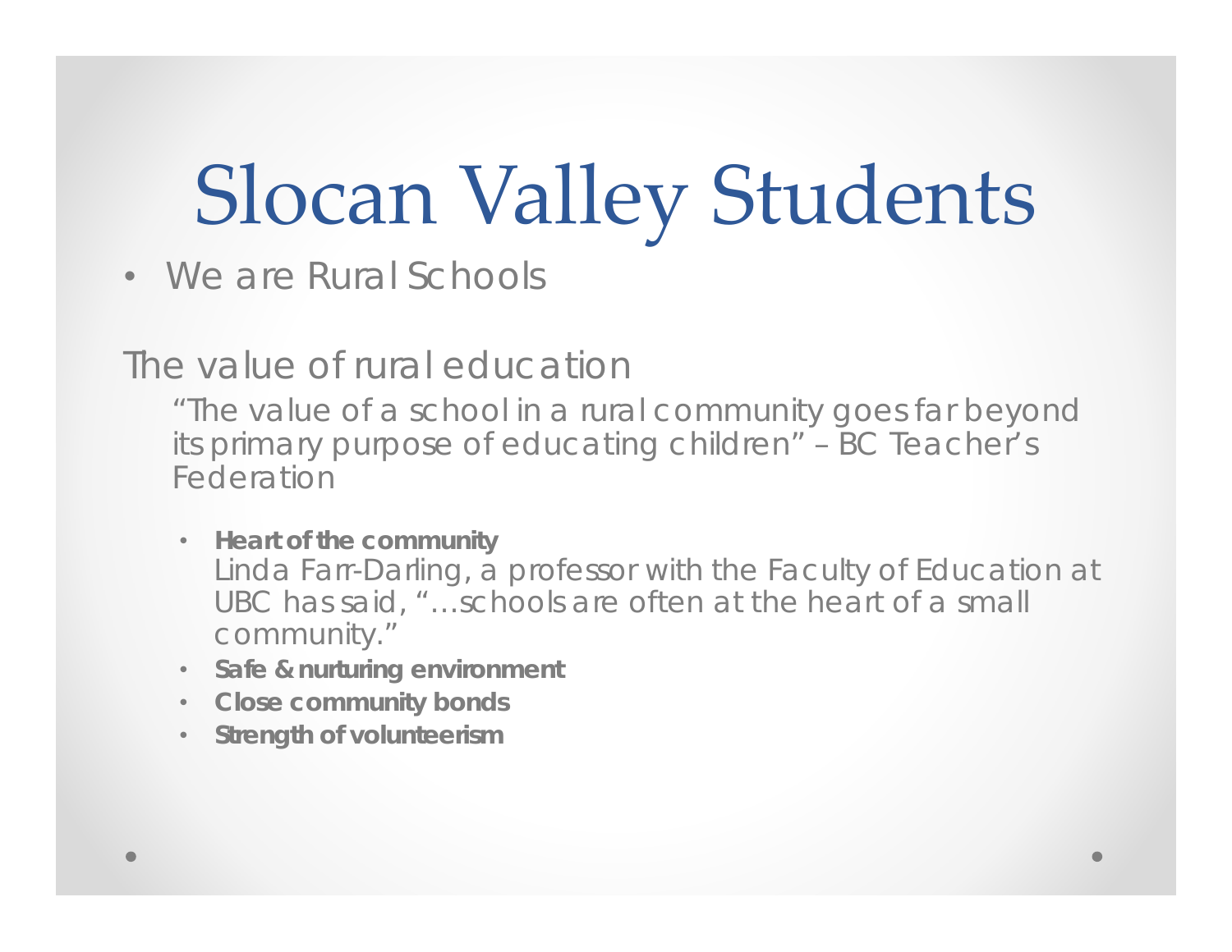# Slocan Valley Students

- We are Rural Schools

## The value of rural education

"The value of a school in a rural community goes far beyond its primary purpose of educating children" – BC Teacher's Federation

- **Heart of the community**
  Linda Farr-Darling, a professor with the Faculty of Education at UBC has said, "…schools are often at the heart of a small community."
- **Safe & nurturing environment**
- **Close community bonds**
- **Strength of volunteerism**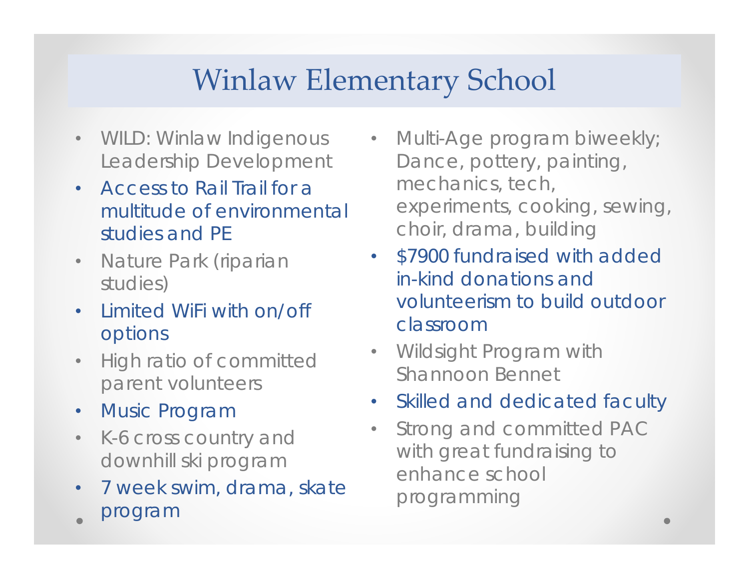# Winlaw Elementary School

- WILD: Winlaw Indigenous Leadership Development
- Access to Rail Trail for a multitude of environmental studies and PE
- Nature Park (riparian studies)
- Limited WiFi with on/off options
- High ratio of committed parent volunteers
- Music Program
- K-6 cross country and downhill ski program
- 7 week swim, drama, skate program
- Multi-Age program biweekly; Dance, pottery, painting, mechanics, tech, experiments, cooking, sewing, choir, drama, building
- $7900 fundraised with added in-kind donations and volunteerism to build outdoor classroom
- Wildsight Program with Shannoon Bennet
- Skilled and dedicated faculty
- Strong and committed PAC with great fundraising to enhance school programming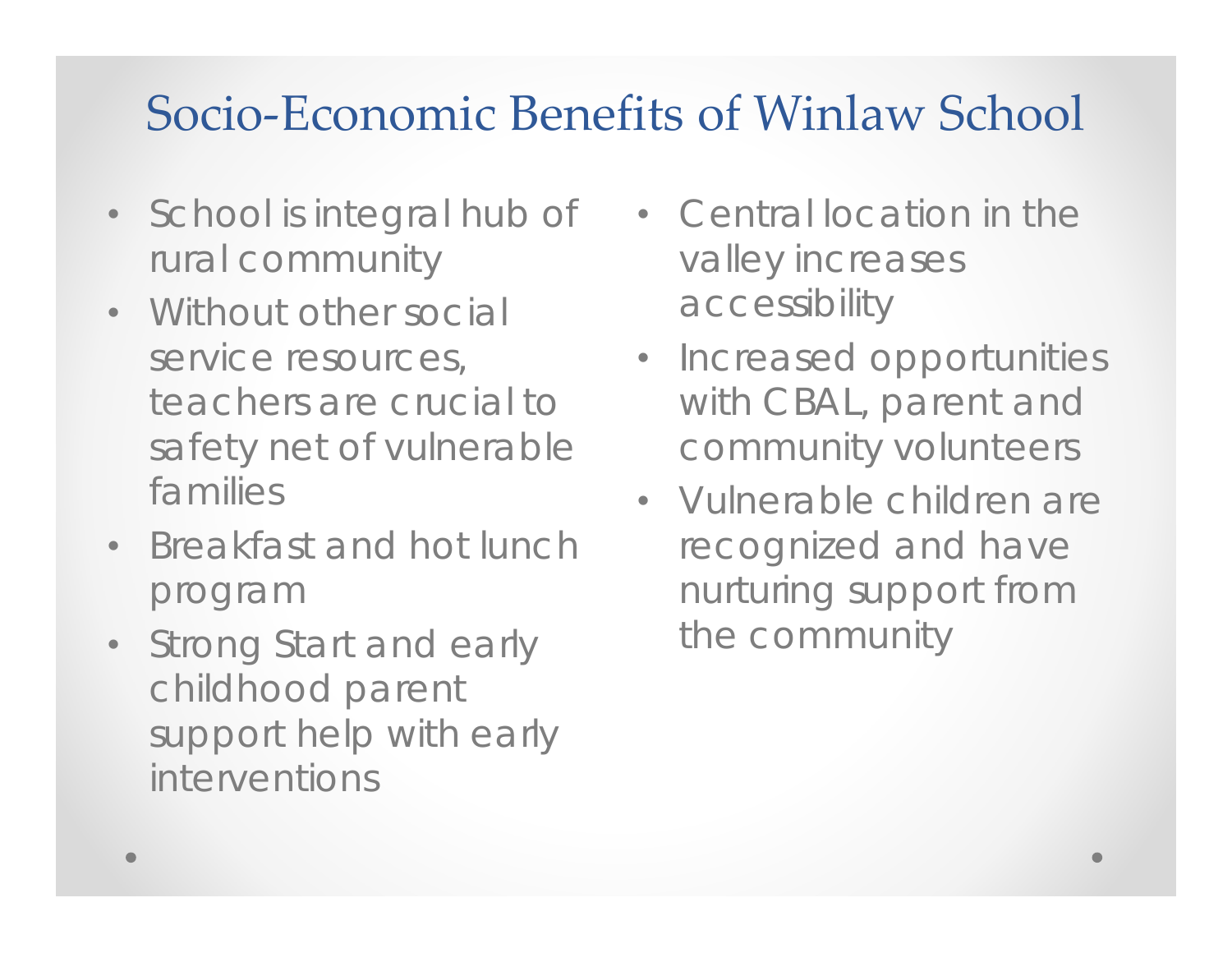# Socio-Economic Benefits of Winlaw School

- School is integral hub of rural community
- Without other social service resources, teachers are crucial to safety net of vulnerable families
- Breakfast and hot lunch program
- Strong Start and early childhood parent support help with early interventions
- Central location in the valley increases accessibility
- Increased opportunities with CBAL, parent and community volunteers
- Vulnerable children are recognized and have nurturing support from the community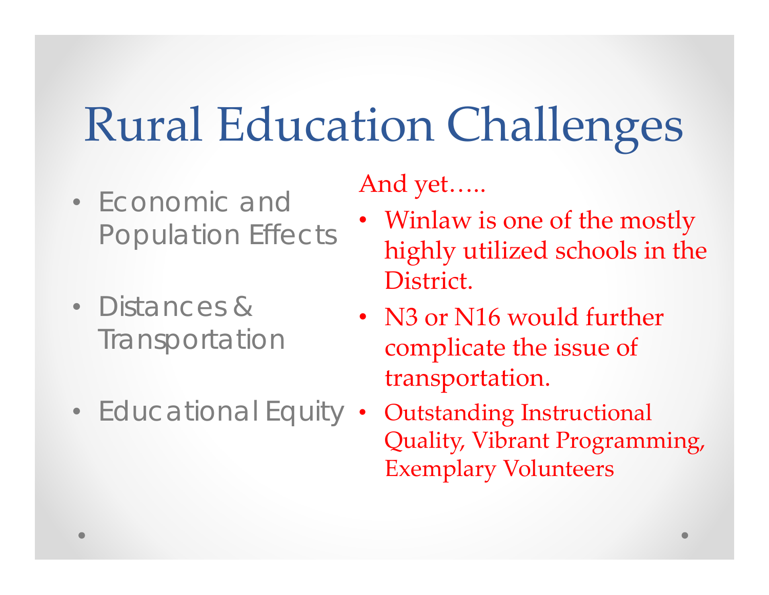# Rural Education Challenges

- Economic and Population Effects
- Distances & Transportation
- Educational Equity

And yet…..

- Winlaw is one of the mostly highly utilized schools in the District.
- N3 or N16 would further complicate the issue of transportation.
- Outstanding Instructional Quality, Vibrant Programming, Exemplary Volunteers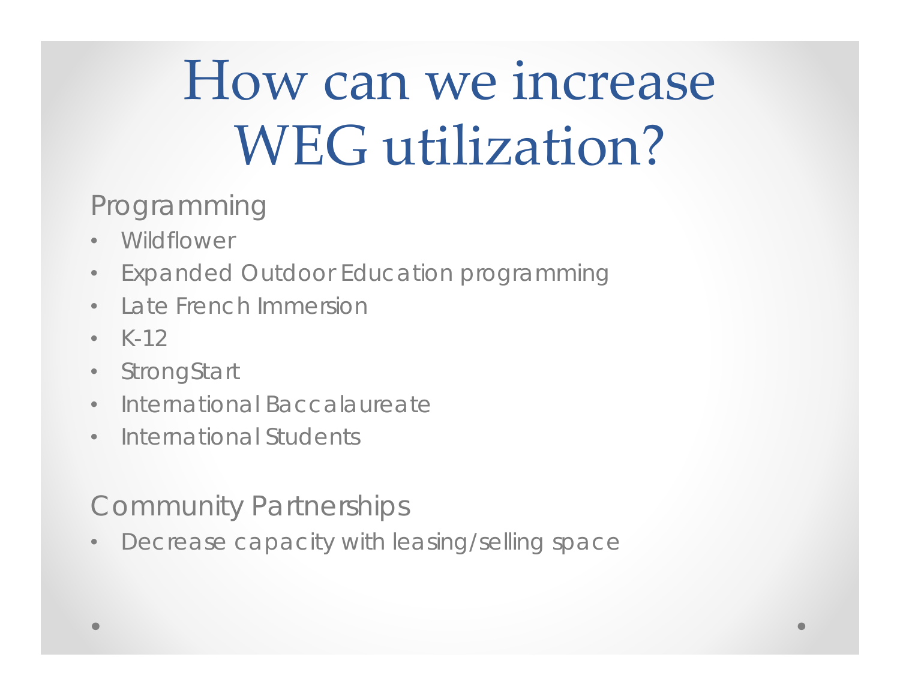# How can we increase WEG utilization?

Programming

- Wildflower
- Expanded Outdoor Education programming
- Late French Immersion
- K-12
- StrongStart
- International Baccalaureate
- International Students

Community Partnerships

- Decrease capacity with leasing/selling space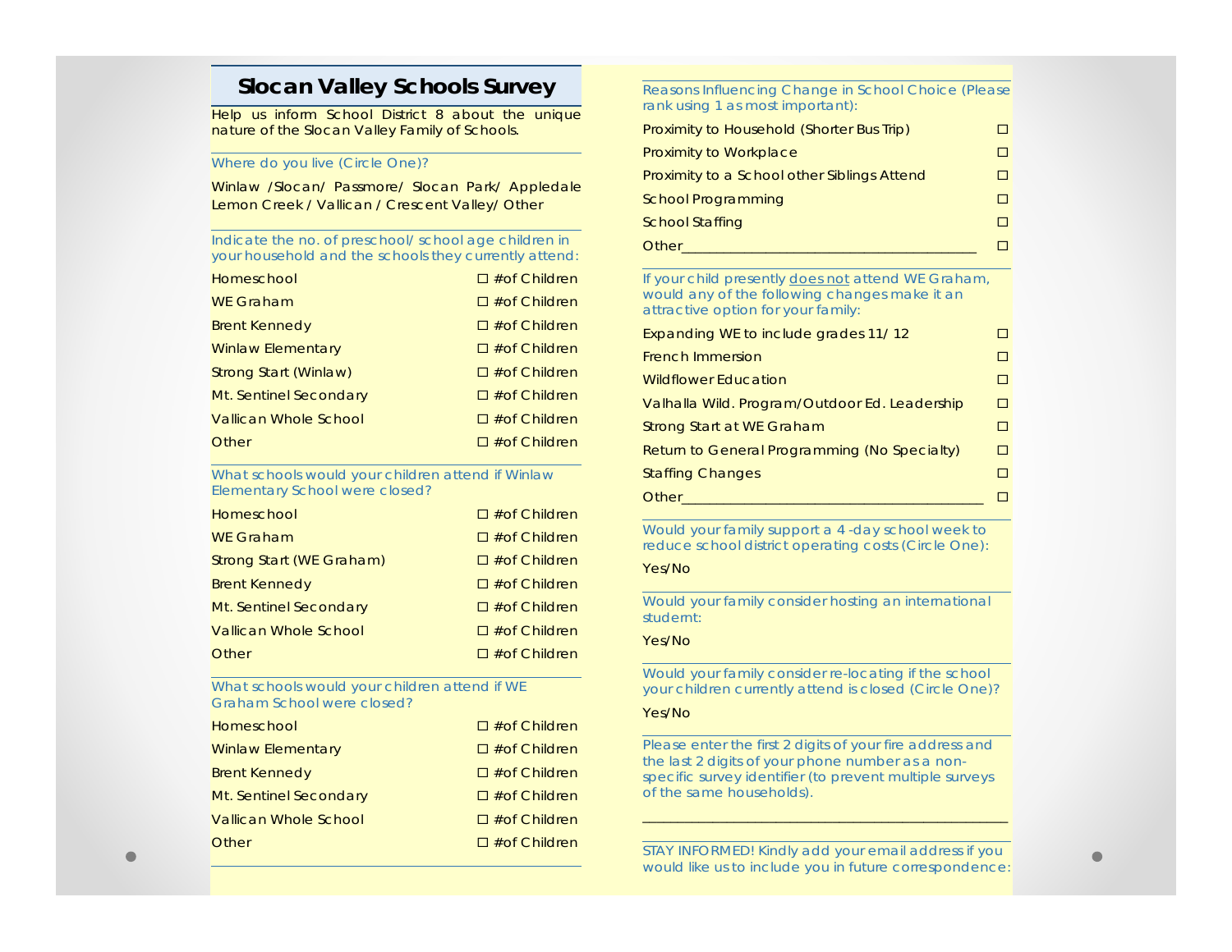# Slocan Valley Schools Survey

Help us inform School District 8 about the unique nature of the Slocan Valley Family of Schools.

Where do you live (Circle One)?

Winlaw /Slocan/ Passmore/ Slocan Park/ Appledale Lemon Creek / Vallican / Crescent Valley/ Other

Indicate the no. of preschool/ school age children in your household and the schools they currently attend:

| | |
|---|---|
| Homeschool | ☐ #of Children |
| WE Graham | ☐ #of Children |
| Brent Kennedy | ☐ #of Children |
| Winlaw Elementary | ☐ #of Children |
| Strong Start (Winlaw) | ☐ #of Children |
| Mt. Sentinel Secondary | ☐ #of Children |
| Vallican Whole School | ☐ #of Children |
| Other | ☐ #of Children |

What schools would your children attend if Winlaw Elementary School were closed?

| | |
|---|---|
| Homeschool | ☐ #of Children |
| WE Graham | ☐ #of Children |
| Strong Start (WE Graham) | ☐ #of Children |
| Brent Kennedy | ☐ #of Children |
| Mt. Sentinel Secondary | ☐ #of Children |
| Vallican Whole School | ☐ #of Children |
| Other | ☐ #of Children |

What schools would your children attend if WE Graham School were closed?

| | |
|---|---|
| Homeschool | ☐ #of Children |
| Winlaw Elementary | ☐ #of Children |
| Brent Kennedy | ☐ #of Children |
| Mt. Sentinel Secondary | ☐ #of Children |
| Vallican Whole School | ☐ #of Children |
| Other | ☐ #of Children |

Reasons Influencing Change in School Choice (Please rank using 1 as most important):

| | |
|---|---|
| Proximity to Household (Shorter Bus Trip) | ☐ |
| Proximity to Workplace | ☐ |
| Proximity to a School other Siblings Attend | ☐ |
| School Programming | ☐ |
| School Staffing | ☐ |
| Other_________________________________ | ☐ |

If your child presently <u>does not</u> attend WE Graham, would any of the following changes make it an attractive option for your family:

| | |
|---|---|
| Expanding WE to include grades 11/ 12 | ☐ |
| French Immersion | ☐ |
| Wildflower Education | ☐ |
| Valhalla Wild. Program/Outdoor Ed. Leadership | ☐ |
| Strong Start at WE Graham | ☐ |
| Return to General Programming (No Specialty) | ☐ |
| Staffing Changes | ☐ |
| Other_________________________________ | ☐ |

Would your family support a 4 -day school week to reduce school district operating costs (Circle One):

Yes/No

Would your family consider hosting an international studernt:

Yes/No

Would your family consider re-locating if the school your children currently attend is closed (Circle One)?

Yes/No

Please enter the first 2 digits of your fire address and the last 2 digits of your phone number as a non-specific survey identifier (to prevent multiple surveys of the same households).

_____________________________________________

STAY INFORMED! Kindly add your email address if you would like us to include you in future correspondence: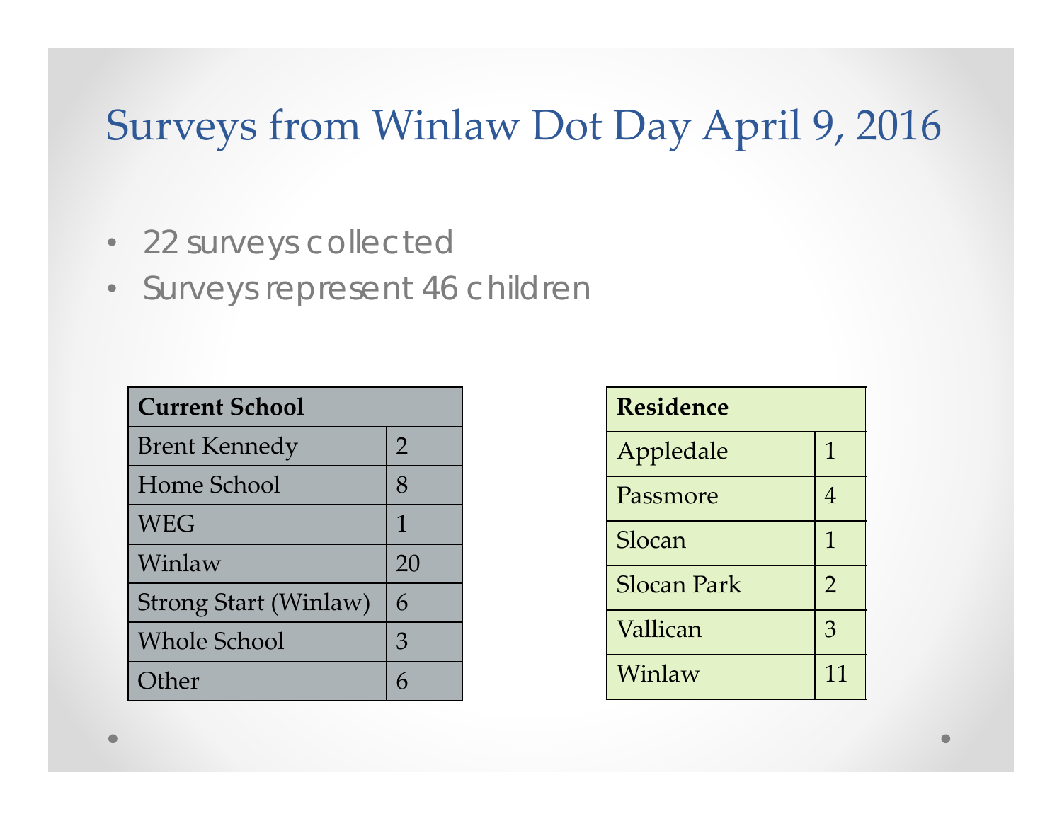# Surveys from Winlaw Dot Day April 9, 2016

- 22 surveys collected
- Surveys represent 46 children

| Current School | |
|---|---|
| Brent Kennedy | 2 |
| Home School | 8 |
| WEG | 1 |
| Winlaw | 20 |
| Strong Start (Winlaw) | 6 |
| Whole School | 3 |
| Other | 6 |

| Residence | |
|---|---|
| Appledale | 1 |
| Passmore | 4 |
| Slocan | 1 |
| Slocan Park | 2 |
| Vallican | 3 |
| Winlaw | 11 |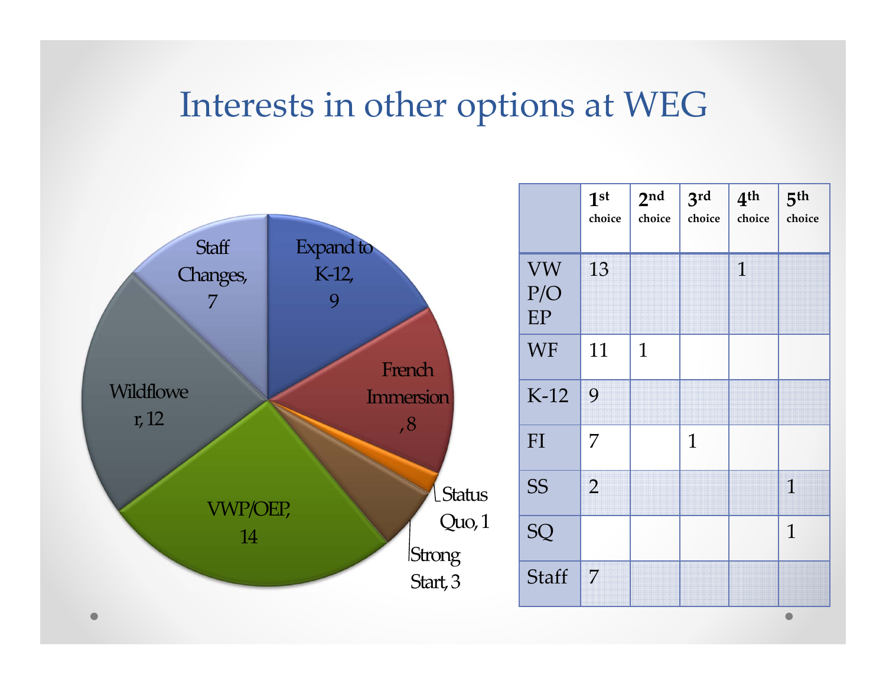# Interests in other options at WEG

Staff Changes, 7

Expand to K-12, 9

French Immersion, 8

Status Quo, 1

Strong Start, 3

VWP/OEP, 14

Wildflower, 12

| | 1st choice | 2nd choice | 3rd choice | 4th choice | 5th choice |
|---|---|---|---|---|---|
| VW P/O EP | 13 | | | 1 | |
| WF | 11 | 1 | | | |
| K-12 | 9 | | | | |
| FI | 7 | | 1 | | |
| SS | 2 | | | | 1 |
| SQ | | | | | 1 |
| Staff | 7 | | | | |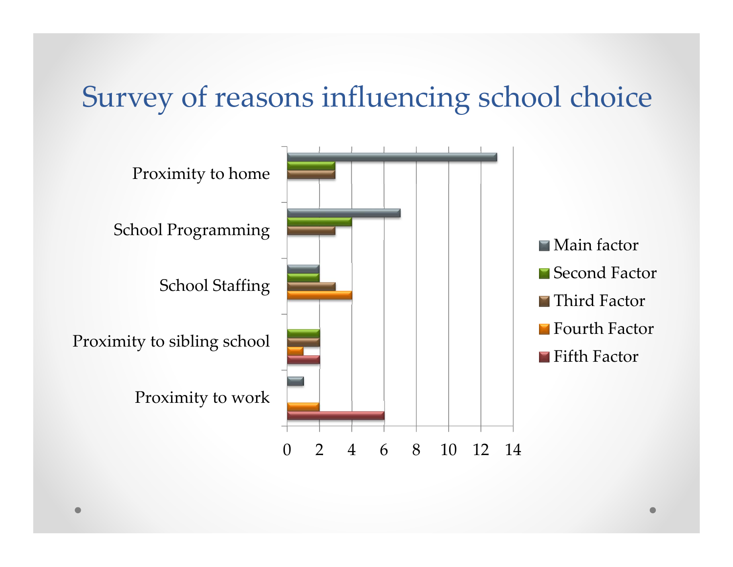# Survey of reasons influencing school choice

| | Main factor | Second Factor | Third Factor | Fourth Factor | Fifth Factor |
|---|---|---|---|---|---|
| Proximity to home | 13 | 3 | 3 | | |
| School Programming | 7 | 4 | 3 | | |
| School Staffing | 2 | 2 | 3 | 4 | |
| Proximity to sibling school | | 2 | 2 | 1 | 2 |
| Proximity to work | 1 | | | 2 | 6 |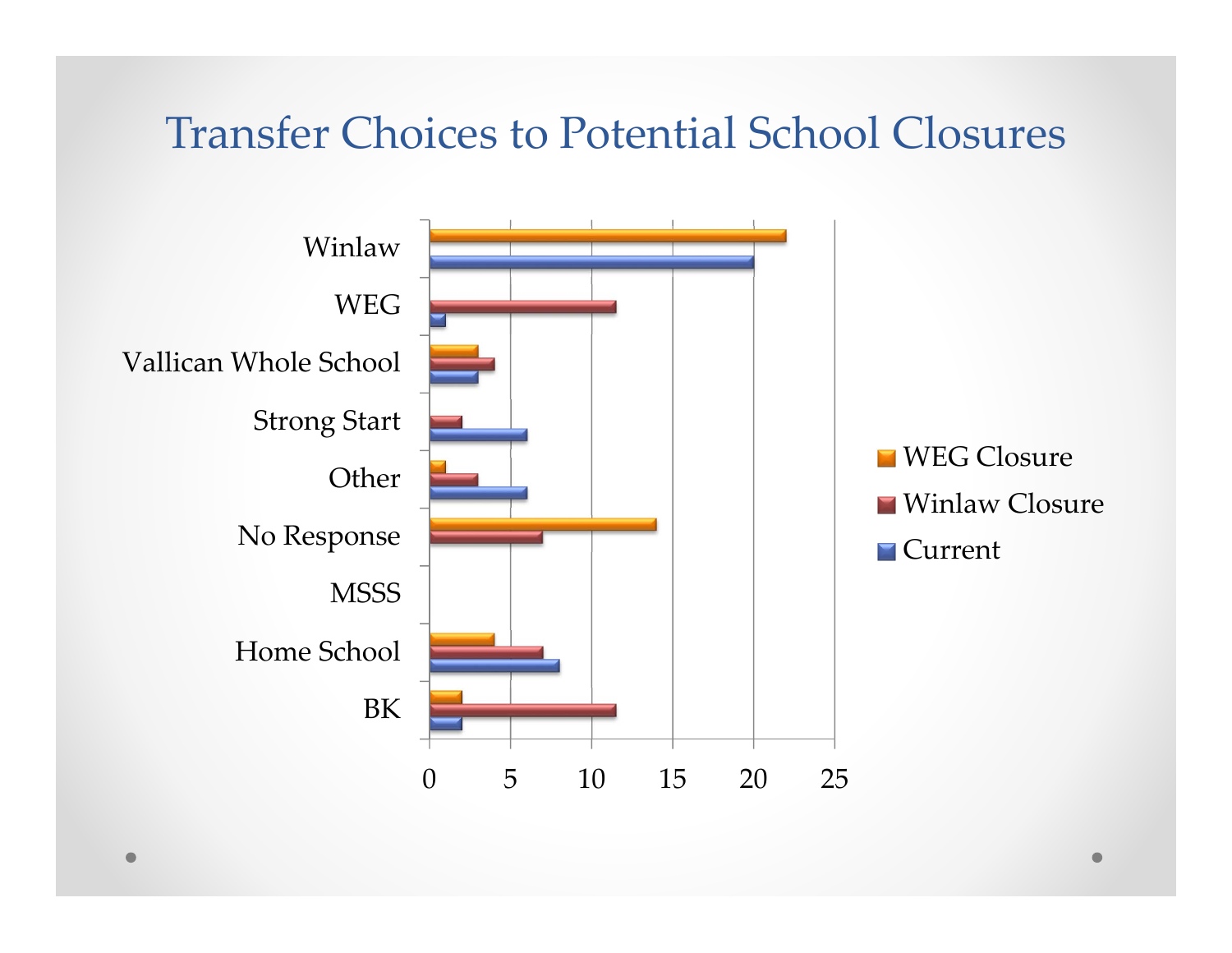# Transfer Choices to Potential School Closures

| | WEG Closure | Winlaw Closure | Current |
|---|---|---|---|
| Winlaw | 22 | | 20 |
| WEG | | 11.5 | 1 |
| Vallican Whole School | 3 | 4 | 3 |
| Strong Start | | 2 | 6 |
| Other | 1 | 3 | 6 |
| No Response | 14 | 7 | |
| MSSS | | | |
| Home School | 4 | 7 | 8 |
| BK | 2 | 11.5 | 2 |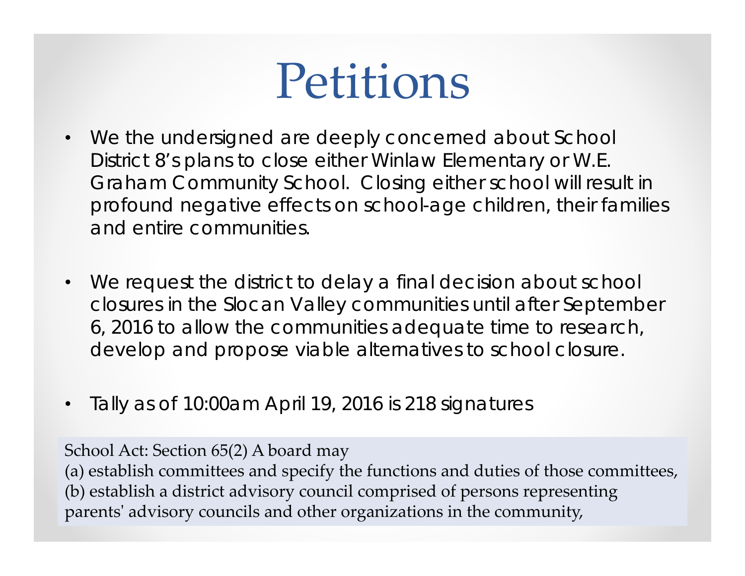# Petitions

- We the undersigned are deeply concerned about School District 8's plans to close either Winlaw Elementary or W.E. Graham Community School. Closing either school will result in profound negative effects on school-age children, their families and entire communities.
- We request the district to delay a final decision about school closures in the Slocan Valley communities until after September 6, 2016 to allow the communities adequate time to research, develop and propose viable alternatives to school closure.
- Tally as of 10:00am April 19, 2016 is 218 signatures

School Act: Section 65(2) A board may
(a) establish committees and specify the functions and duties of those committees,
(b) establish a district advisory council comprised of persons representing parents' advisory councils and other organizations in the community,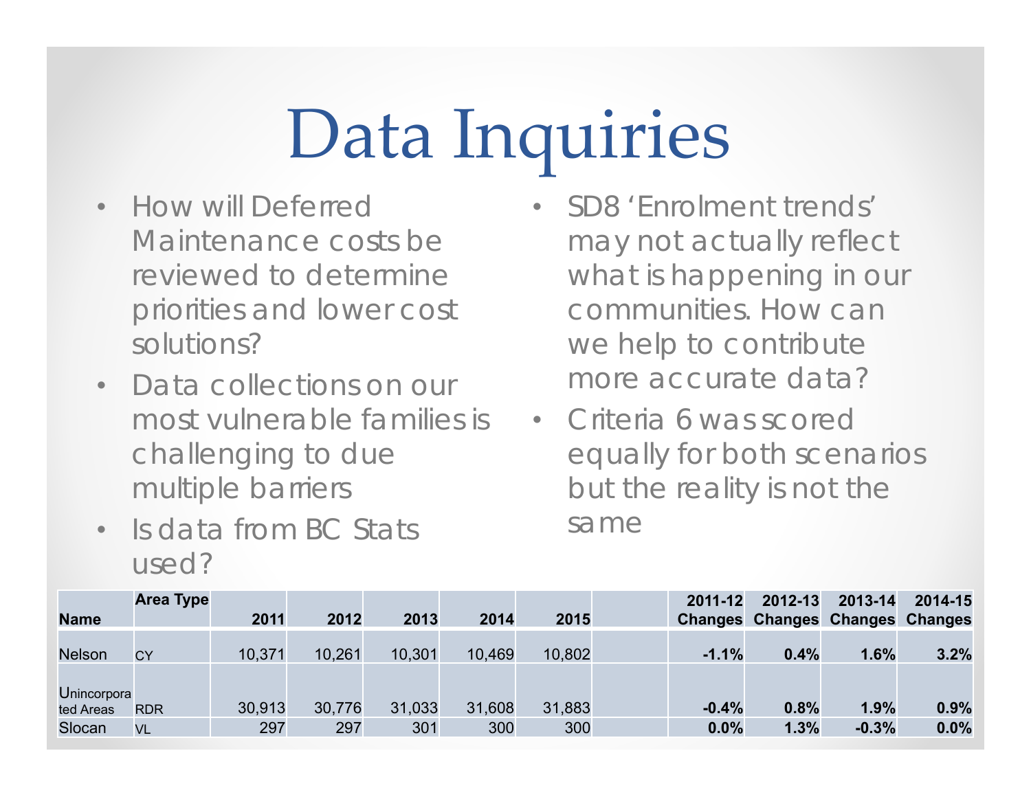# Data Inquiries

- How will Deferred Maintenance costs be reviewed to determine priorities and lower cost solutions?
- Data collections on our most vulnerable families is challenging to due multiple barriers
- Is data from BC Stats used?
- SD8 'Enrolment trends' may not actually reflect what is happening in our communities. How can we help to contribute more accurate data?
- Criteria 6 was scored equally for both scenarios but the reality is not the same

| Name | Area Type | 2011 | 2012 | 2013 | 2014 | 2015 | | 2011-12 Changes | 2012-13 Changes | 2013-14 Changes | 2014-15 Changes |
|---|---|---|---|---|---|---|---|---|---|---|---|
| Nelson | CY | 10,371 | 10,261 | 10,301 | 10,469 | 10,802 | | -1.1% | 0.4% | 1.6% | 3.2% |
| Unincorporated Areas | RDR | 30,913 | 30,776 | 31,033 | 31,608 | 31,883 | | -0.4% | 0.8% | 1.9% | 0.9% |
| Slocan | VL | 297 | 297 | 301 | 300 | 300 | | 0.0% | 1.3% | -0.3% | 0.0% |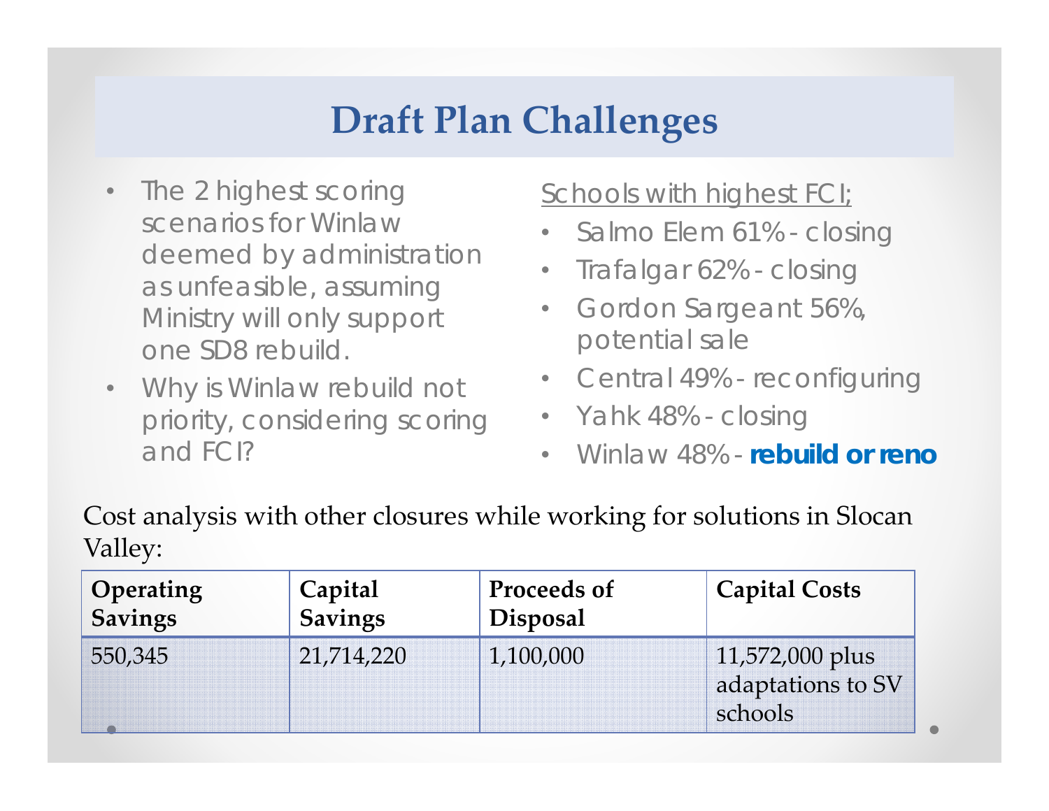# Draft Plan Challenges

- The 2 highest scoring scenarios for Winlaw deemed by administration as unfeasible, assuming Ministry will only support one SD8 rebuild.
- Why is Winlaw rebuild not priority, considering scoring and FCI?

Schools with highest FCI;

- Salmo Elem 61% - closing
- Trafalgar 62% - closing
- Gordon Sargeant 56%, potential sale
- Central 49% - reconfiguring
- Yahk 48% - closing
- Winlaw 48% - **rebuild or reno**

Cost analysis with other closures while working for solutions in Slocan Valley:

| Operating Savings | Capital Savings | Proceeds of Disposal | Capital Costs |
|---|---|---|---|
| 550,345 | 21,714,220 | 1,100,000 | 11,572,000 plus adaptations to SV schools |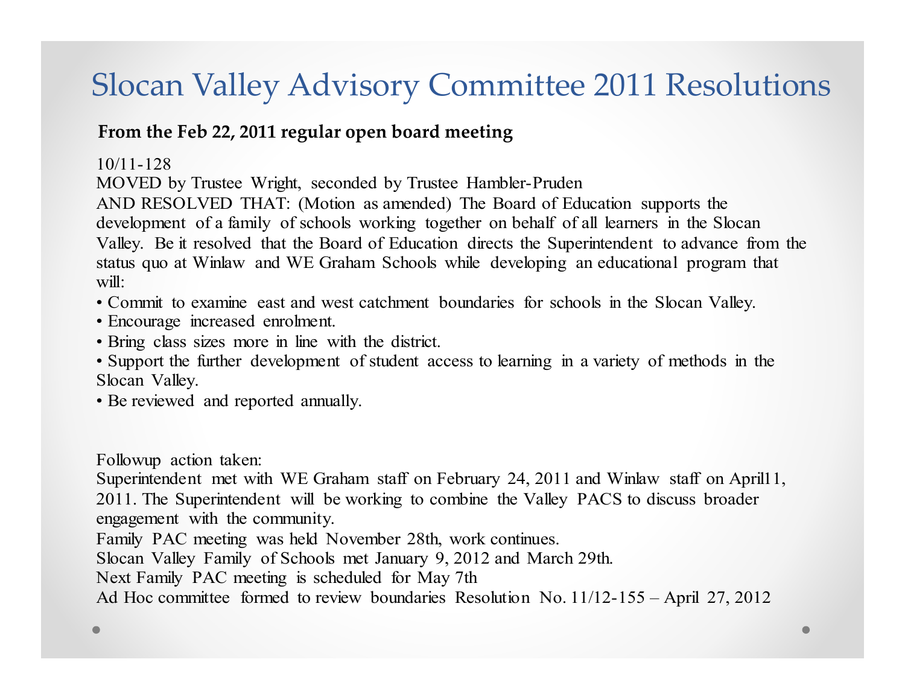# Slocan Valley Advisory Committee 2011 Resolutions

**From the Feb 22, 2011 regular open board meeting**

10/11-128

MOVED by Trustee Wright, seconded by Trustee Hambler-Pruden

AND RESOLVED THAT: (Motion as amended) The Board of Education supports the development of a family of schools working together on behalf of all learners in the Slocan Valley. Be it resolved that the Board of Education directs the Superintendent to advance from the status quo at Winlaw and WE Graham Schools while developing an educational program that will:

- Commit to examine east and west catchment boundaries for schools in the Slocan Valley.
- Encourage increased enrolment.
- Bring class sizes more in line with the district.
- Support the further development of student access to learning in a variety of methods in the Slocan Valley.
- Be reviewed and reported annually.

Followup action taken:

Superintendent met with WE Graham staff on February 24, 2011 and Winlaw staff on Apirl11, 2011. The Superintendent will be working to combine the Valley PACS to discuss broader engagement with the community.

Family PAC meeting was held November 28th, work continues.

Slocan Valley Family of Schools met January 9, 2012 and March 29th.

Next Family PAC meeting is scheduled for May 7th

Ad Hoc committee formed to review boundaries Resolution No. 11/12-155 – April 27, 2012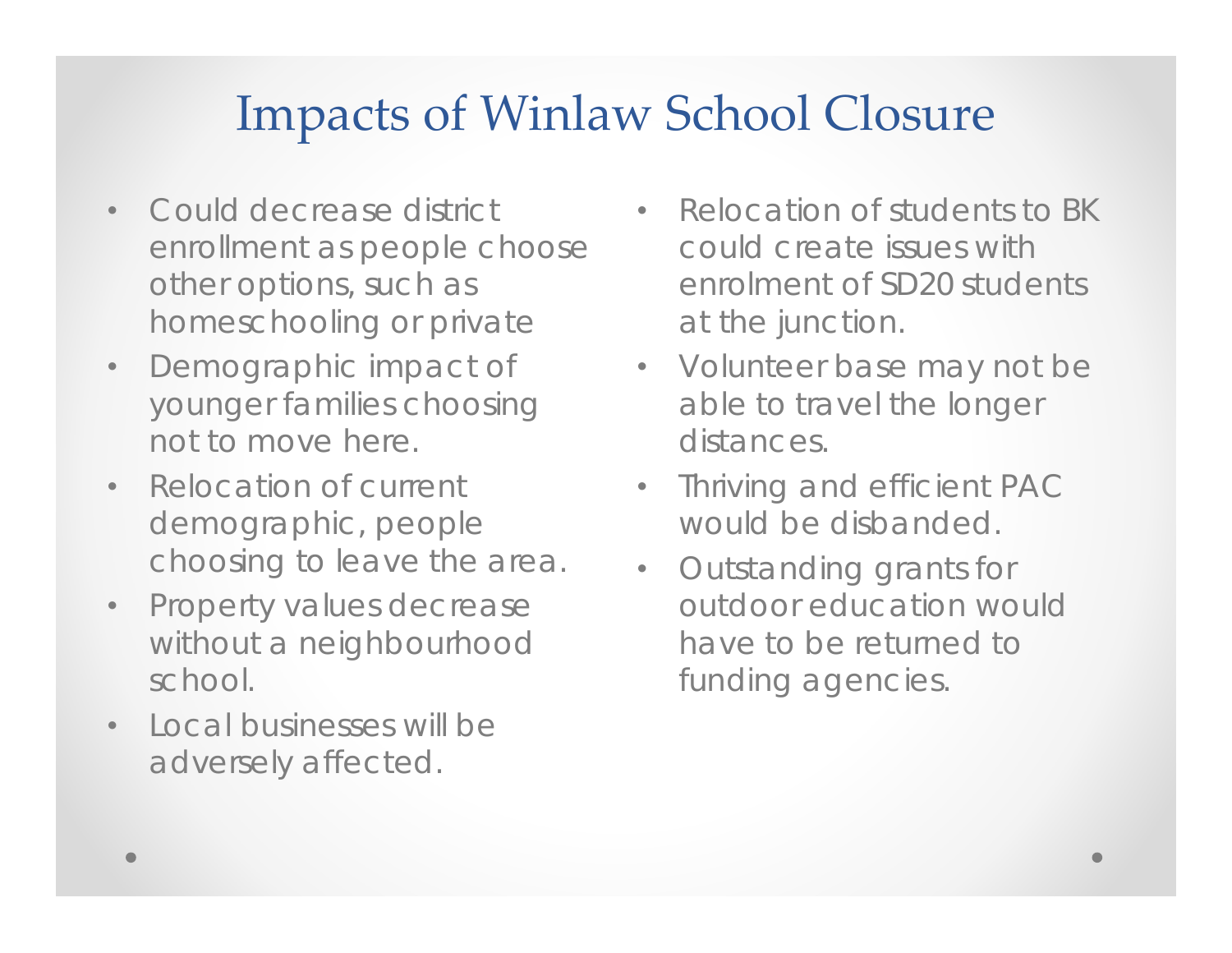# Impacts of Winlaw School Closure

- Could decrease district enrollment as people choose other options, such as homeschooling or private
- Demographic impact of younger families choosing not to move here.
- Relocation of current demographic, people choosing to leave the area.
- Property values decrease without a neighbourhood school.
- Local businesses will be adversely affected.
- Relocation of students to BK could create issues with enrolment of SD20 students at the junction.
- Volunteer base may not be able to travel the longer distances.
- Thriving and efficient PAC would be disbanded.
- Outstanding grants for outdoor education would have to be returned to funding agencies.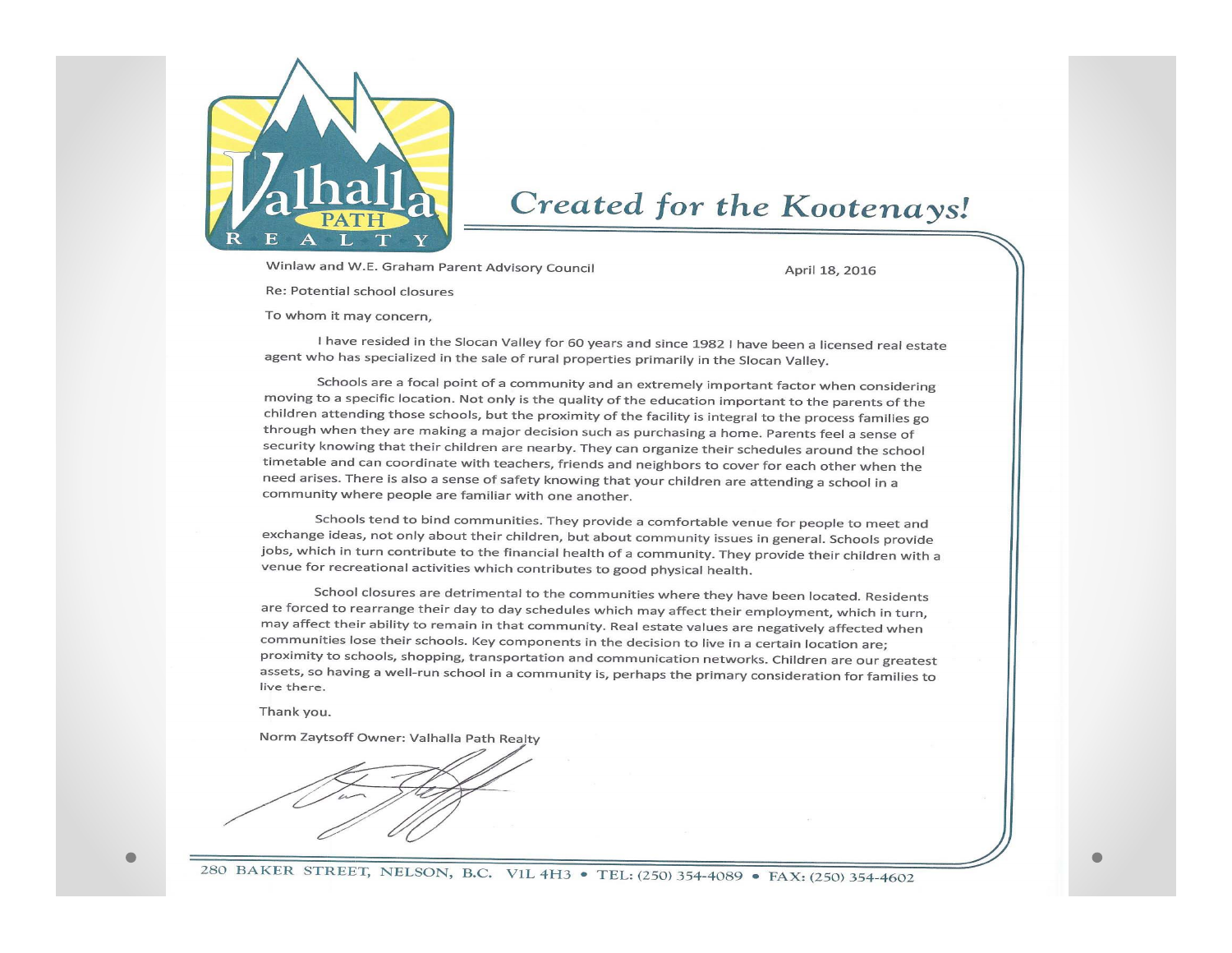**Valhalla PATH REALTY**

*Created for the Kootenays!*

Winlaw and W.E. Graham Parent Advisory Council

April 18, 2016

Re: Potential school closures

To whom it may concern,

I have resided in the Slocan Valley for 60 years and since 1982 I have been a licensed real estate agent who has specialized in the sale of rural properties primarily in the Slocan Valley.

Schools are a focal point of a community and an extremely important factor when considering moving to a specific location. Not only is the quality of the education important to the parents of the children attending those schools, but the proximity of the facility is integral to the process families go through when they are making a major decision such as purchasing a home. Parents feel a sense of security knowing that their children are nearby. They can organize their schedules around the school timetable and can coordinate with teachers, friends and neighbors to cover for each other when the need arises. There is also a sense of safety knowing that your children are attending a school in a community where people are familiar with one another.

Schools tend to bind communities. They provide a comfortable venue for people to meet and exchange ideas, not only about their children, but about community issues in general. Schools provide jobs, which in turn contribute to the financial health of a community. They provide their children with a venue for recreational activities which contributes to good physical health.

School closures are detrimental to the communities where they have been located. Residents are forced to rearrange their day to day schedules which may affect their employment, which in turn, may affect their ability to remain in that community. Real estate values are negatively affected when communities lose their schools. Key components in the decision to live in a certain location are; proximity to schools, shopping, transportation and communication networks. Children are our greatest assets, so having a well-run school in a community is, perhaps the primary consideration for families to live there.

Thank you.

Norm Zaytsoff Owner: Valhalla Path Realty

280 BAKER STREET, NELSON, B.C. V1L 4H3 • TEL: (250) 354-4089 • FAX: (250) 354-4602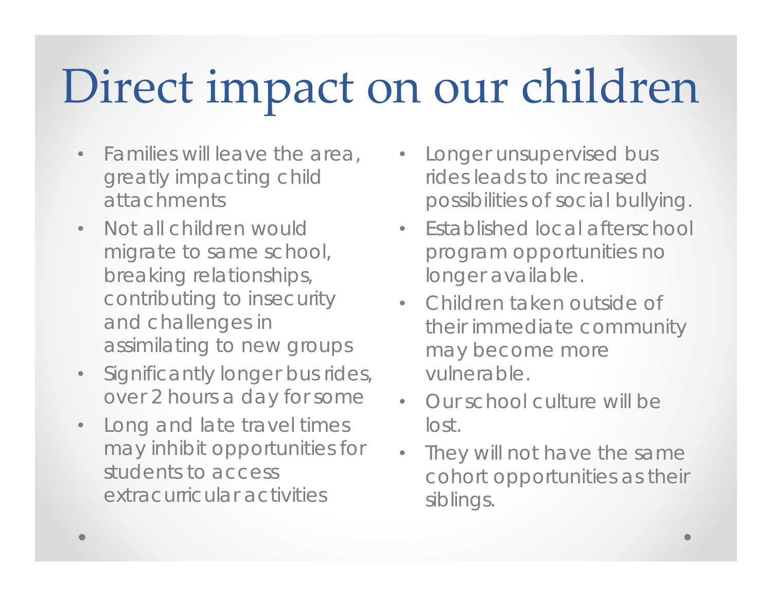# Direct impact on our children

- Families will leave the area, greatly impacting child attachments
- Not all children would migrate to same school, breaking relationships, contributing to insecurity and challenges in assimilating to new groups
- Significantly longer bus rides, over 2 hours a day for some
- Long and late travel times may inhibit opportunities for students to access extracurricular activities
- Longer unsupervised bus rides leads to increased possibilities of social bullying.
- Established local afterschool program opportunities no longer available.
- Children taken outside of their immediate community may become more vulnerable.
- Our school culture will be lost.
- They will not have the same cohort opportunities as their siblings.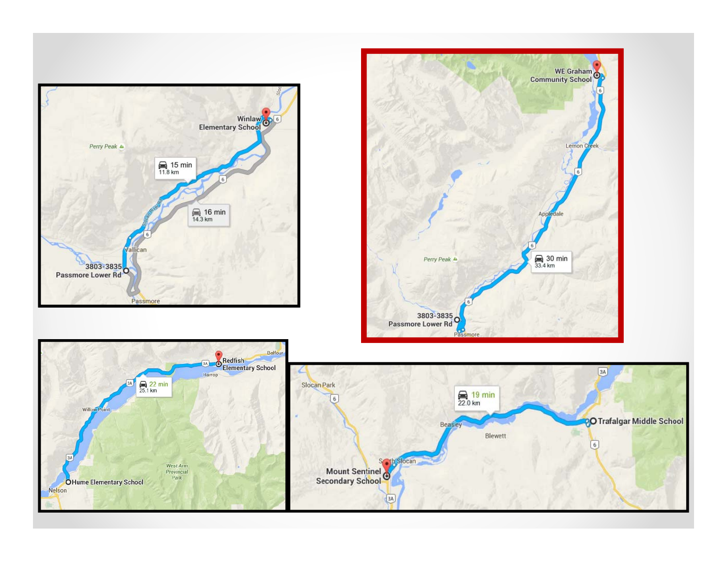Winlaw Elementary School

15 min
11.8 km

16 min
14.3 km

Perry Peak

Vallican

3803-3835 Passmore Lower Rd

Passmore

WE Graham Community School

Lemon Creek

Appledale

Perry Peak

30 min
33.4 km

3803-3835 Passmore Lower Rd

Passmore

Redfish Elementary School

Balfour

Harrop

22 min
25.1 km

Willow Point

West Arm Provincial Park

Hume Elementary School

Nelson

Slocan Park

19 min
22.0 km

Beasley

Blewett

South Slocan

Trafalgar Middle School

Mount Sentinel Secondary School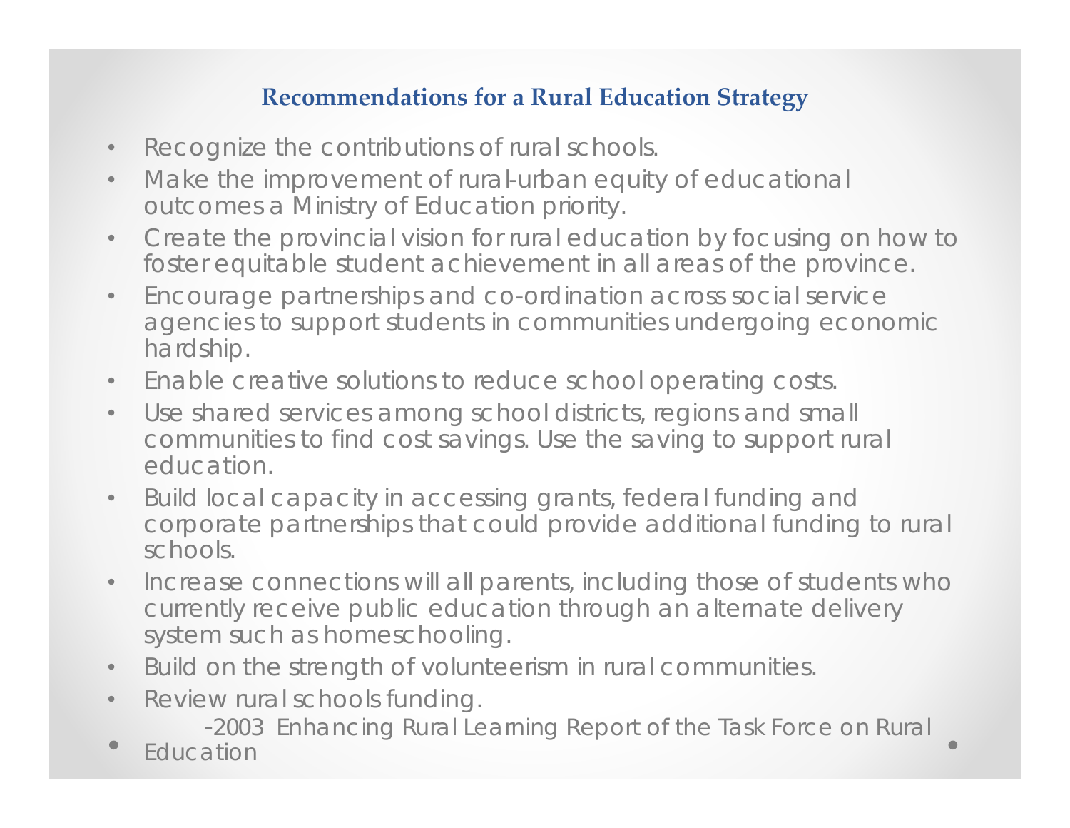## Recommendations for a Rural Education Strategy

- Recognize the contributions of rural schools.
- Make the improvement of rural-urban equity of educational outcomes a Ministry of Education priority.
- Create the provincial vision for rural education by focusing on how to foster equitable student achievement in all areas of the province.
- Encourage partnerships and co-ordination across social service agencies to support students in communities undergoing economic hardship.
- Enable creative solutions to reduce school operating costs.
- Use shared services among school districts, regions and small communities to find cost savings. Use the saving to support rural education.
- Build local capacity in accessing grants, federal funding and corporate partnerships that could provide additional funding to rural schools.
- Increase connections will all parents, including those of students who currently receive public education through an alternate delivery system such as homeschooling.
- Build on the strength of volunteerism in rural communities.
- Review rural schools funding.

-2003 Enhancing Rural Learning Report of the Task Force on Rural Education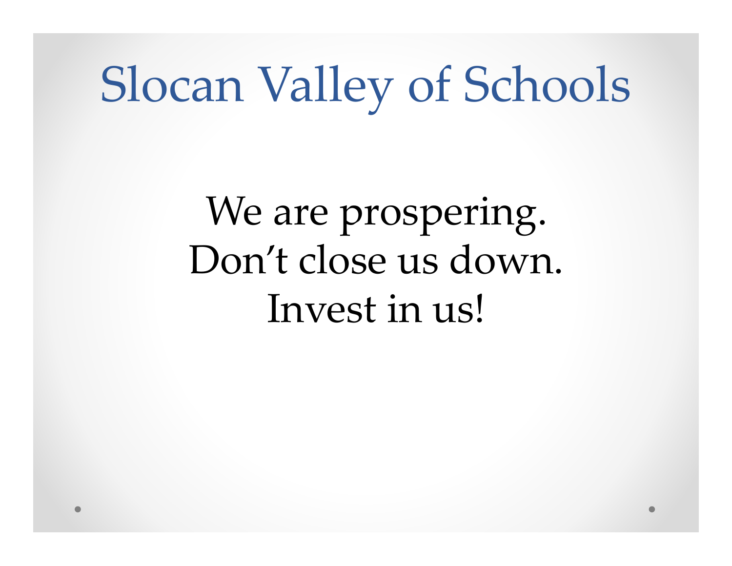# Slocan Valley of Schools

We are prospering.
Don’t close us down.
Invest in us!